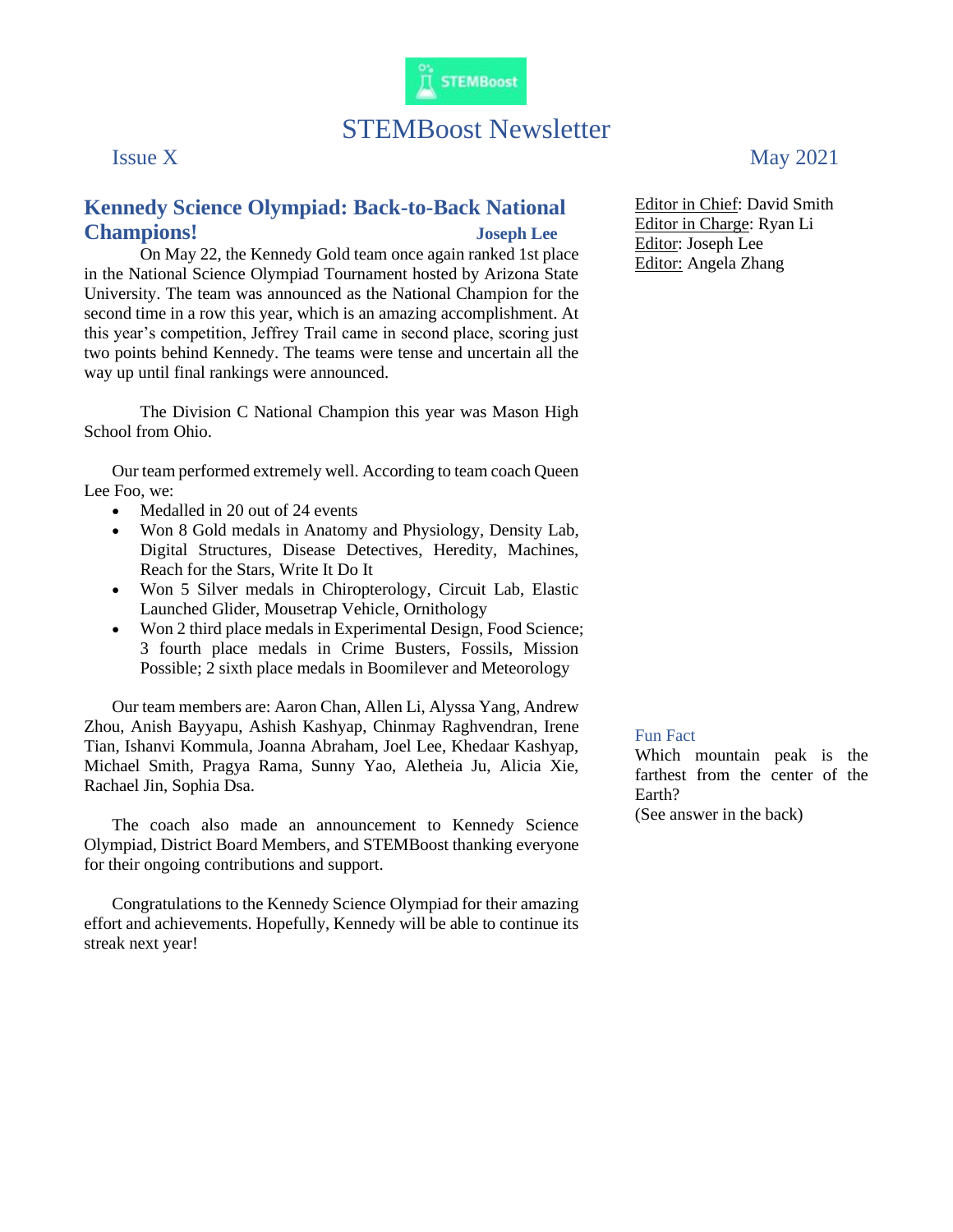# STEMBoost Newsletter

Issue X

May 2021

Editor in Chief: David Smith
Editor in Charge: Ryan Li
Editor: Joseph Lee
Editor: Angela Zhang

## Kennedy Science Olympiad: Back-to-Back National Champions!

**Joseph Lee**

On May 22, the Kennedy Gold team once again ranked 1st place in the National Science Olympiad Tournament hosted by Arizona State University. The team was announced as the National Champion for the second time in a row this year, which is an amazing accomplishment. At this year's competition, Jeffrey Trail came in second place, scoring just two points behind Kennedy. The teams were tense and uncertain all the way up until final rankings were announced.

The Division C National Champion this year was Mason High School from Ohio.

Our team performed extremely well. According to team coach Queen Lee Foo, we:

- Medalled in 20 out of 24 events
- Won 8 Gold medals in Anatomy and Physiology, Density Lab, Digital Structures, Disease Detectives, Heredity, Machines, Reach for the Stars, Write It Do It
- Won 5 Silver medals in Chiropterology, Circuit Lab, Elastic Launched Glider, Mousetrap Vehicle, Ornithology
- Won 2 third place medals in Experimental Design, Food Science; 3 fourth place medals in Crime Busters, Fossils, Mission Possible; 2 sixth place medals in Boomilever and Meteorology

Our team members are: Aaron Chan, Allen Li, Alyssa Yang, Andrew Zhou, Anish Bayyapu, Ashish Kashyap, Chinmay Raghvendran, Irene Tian, Ishanvi Kommula, Joanna Abraham, Joel Lee, Khedaar Kashyap, Michael Smith, Pragya Rama, Sunny Yao, Aletheia Ju, Alicia Xie, Rachael Jin, Sophia Dsa.

The coach also made an announcement to Kennedy Science Olympiad, District Board Members, and STEMBoost thanking everyone for their ongoing contributions and support.

Congratulations to the Kennedy Science Olympiad for their amazing effort and achievements. Hopefully, Kennedy will be able to continue its streak next year!

### Fun Fact

Which mountain peak is the farthest from the center of the Earth?
(See answer in the back)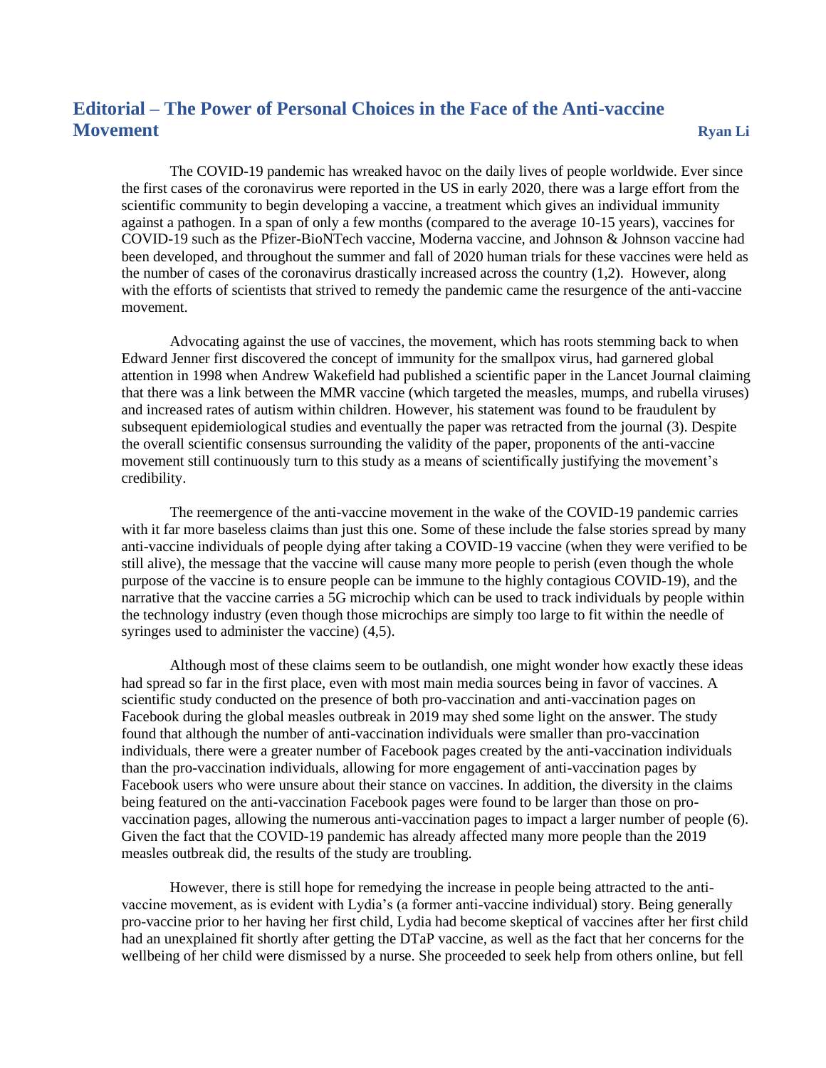## Editorial – The Power of Personal Choices in the Face of the Anti-vaccine Movement

**Ryan Li**

The COVID-19 pandemic has wreaked havoc on the daily lives of people worldwide. Ever since the first cases of the coronavirus were reported in the US in early 2020, there was a large effort from the scientific community to begin developing a vaccine, a treatment which gives an individual immunity against a pathogen. In a span of only a few months (compared to the average 10-15 years), vaccines for COVID-19 such as the Pfizer-BioNTech vaccine, Moderna vaccine, and Johnson & Johnson vaccine had been developed, and throughout the summer and fall of 2020 human trials for these vaccines were held as the number of cases of the coronavirus drastically increased across the country (1,2). However, along with the efforts of scientists that strived to remedy the pandemic came the resurgence of the anti-vaccine movement.

Advocating against the use of vaccines, the movement, which has roots stemming back to when Edward Jenner first discovered the concept of immunity for the smallpox virus, had garnered global attention in 1998 when Andrew Wakefield had published a scientific paper in the Lancet Journal claiming that there was a link between the MMR vaccine (which targeted the measles, mumps, and rubella viruses) and increased rates of autism within children. However, his statement was found to be fraudulent by subsequent epidemiological studies and eventually the paper was retracted from the journal (3). Despite the overall scientific consensus surrounding the validity of the paper, proponents of the anti-vaccine movement still continuously turn to this study as a means of scientifically justifying the movement's credibility.

The reemergence of the anti-vaccine movement in the wake of the COVID-19 pandemic carries with it far more baseless claims than just this one. Some of these include the false stories spread by many anti-vaccine individuals of people dying after taking a COVID-19 vaccine (when they were verified to be still alive), the message that the vaccine will cause many more people to perish (even though the whole purpose of the vaccine is to ensure people can be immune to the highly contagious COVID-19), and the narrative that the vaccine carries a 5G microchip which can be used to track individuals by people within the technology industry (even though those microchips are simply too large to fit within the needle of syringes used to administer the vaccine) (4,5).

Although most of these claims seem to be outlandish, one might wonder how exactly these ideas had spread so far in the first place, even with most main media sources being in favor of vaccines. A scientific study conducted on the presence of both pro-vaccination and anti-vaccination pages on Facebook during the global measles outbreak in 2019 may shed some light on the answer. The study found that although the number of anti-vaccination individuals were smaller than pro-vaccination individuals, there were a greater number of Facebook pages created by the anti-vaccination individuals than the pro-vaccination individuals, allowing for more engagement of anti-vaccination pages by Facebook users who were unsure about their stance on vaccines. In addition, the diversity in the claims being featured on the anti-vaccination Facebook pages were found to be larger than those on pro-vaccination pages, allowing the numerous anti-vaccination pages to impact a larger number of people (6). Given the fact that the COVID-19 pandemic has already affected many more people than the 2019 measles outbreak did, the results of the study are troubling.

However, there is still hope for remedying the increase in people being attracted to the anti-vaccine movement, as is evident with Lydia's (a former anti-vaccine individual) story. Being generally pro-vaccine prior to her having her first child, Lydia had become skeptical of vaccines after her first child had an unexplained fit shortly after getting the DTaP vaccine, as well as the fact that her concerns for the wellbeing of her child were dismissed by a nurse. She proceeded to seek help from others online, but fell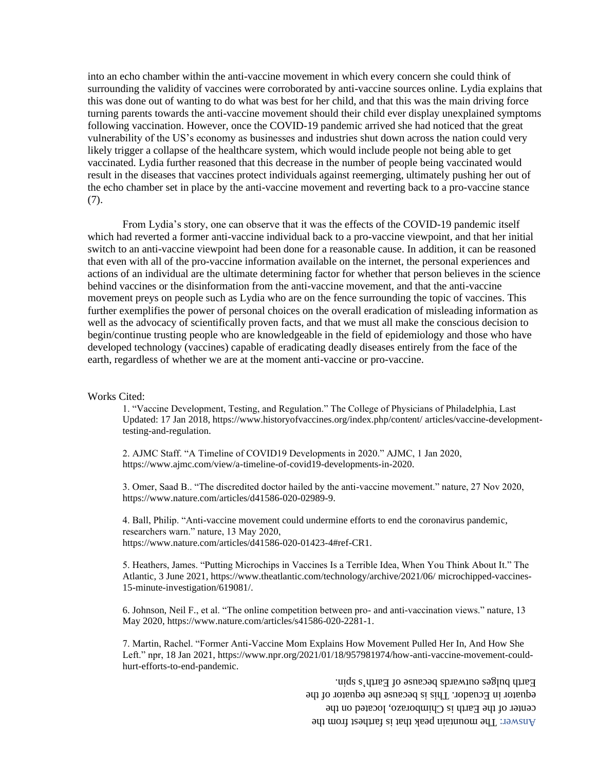into an echo chamber within the anti-vaccine movement in which every concern she could think of surrounding the validity of vaccines were corroborated by anti-vaccine sources online. Lydia explains that this was done out of wanting to do what was best for her child, and that this was the main driving force turning parents towards the anti-vaccine movement should their child ever display unexplained symptoms following vaccination. However, once the COVID-19 pandemic arrived she had noticed that the great vulnerability of the US's economy as businesses and industries shut down across the nation could very likely trigger a collapse of the healthcare system, which would include people not being able to get vaccinated. Lydia further reasoned that this decrease in the number of people being vaccinated would result in the diseases that vaccines protect individuals against reemerging, ultimately pushing her out of the echo chamber set in place by the anti-vaccine movement and reverting back to a pro-vaccine stance (7).

From Lydia's story, one can observe that it was the effects of the COVID-19 pandemic itself which had reverted a former anti-vaccine individual back to a pro-vaccine viewpoint, and that her initial switch to an anti-vaccine viewpoint had been done for a reasonable cause. In addition, it can be reasoned that even with all of the pro-vaccine information available on the internet, the personal experiences and actions of an individual are the ultimate determining factor for whether that person believes in the science behind vaccines or the disinformation from the anti-vaccine movement, and that the anti-vaccine movement preys on people such as Lydia who are on the fence surrounding the topic of vaccines. This further exemplifies the power of personal choices on the overall eradication of misleading information as well as the advocacy of scientifically proven facts, and that we must all make the conscious decision to begin/continue trusting people who are knowledgeable in the field of epidemiology and those who have developed technology (vaccines) capable of eradicating deadly diseases entirely from the face of the earth, regardless of whether we are at the moment anti-vaccine or pro-vaccine.

Works Cited:

1. "Vaccine Development, Testing, and Regulation." The College of Physicians of Philadelphia, Last Updated: 17 Jan 2018, https://www.historyofvaccines.org/index.php/content/ articles/vaccine-development-testing-and-regulation.

2. AJMC Staff. "A Timeline of COVID19 Developments in 2020." AJMC, 1 Jan 2020, https://www.ajmc.com/view/a-timeline-of-covid19-developments-in-2020.

3. Omer, Saad B.. "The discredited doctor hailed by the anti-vaccine movement." nature, 27 Nov 2020, https://www.nature.com/articles/d41586-020-02989-9.

4. Ball, Philip. "Anti-vaccine movement could undermine efforts to end the coronavirus pandemic, researchers warn." nature, 13 May 2020, https://www.nature.com/articles/d41586-020-01423-4#ref-CR1.

5. Heathers, James. "Putting Microchips in Vaccines Is a Terrible Idea, When You Think About It." The Atlantic, 3 June 2021, https://www.theatlantic.com/technology/archive/2021/06/ microchipped-vaccines-15-minute-investigation/619081/.

6. Johnson, Neil F., et al. "The online competition between pro- and anti-vaccination views." nature, 13 May 2020, https://www.nature.com/articles/s41586-020-2281-1.

7. Martin, Rachel. "Former Anti-Vaccine Mom Explains How Movement Pulled Her In, And How She Left." npr, 18 Jan 2021, https://www.npr.org/2021/01/18/957981974/how-anti-vaccine-movement-could-hurt-efforts-to-end-pandemic.

Answer: The mountain peak that is farthest from the center of the Earth is Chimborazo, located on the equator in Ecuador. This is because the equator of the Earth bulges outwards because of Earth's spin.